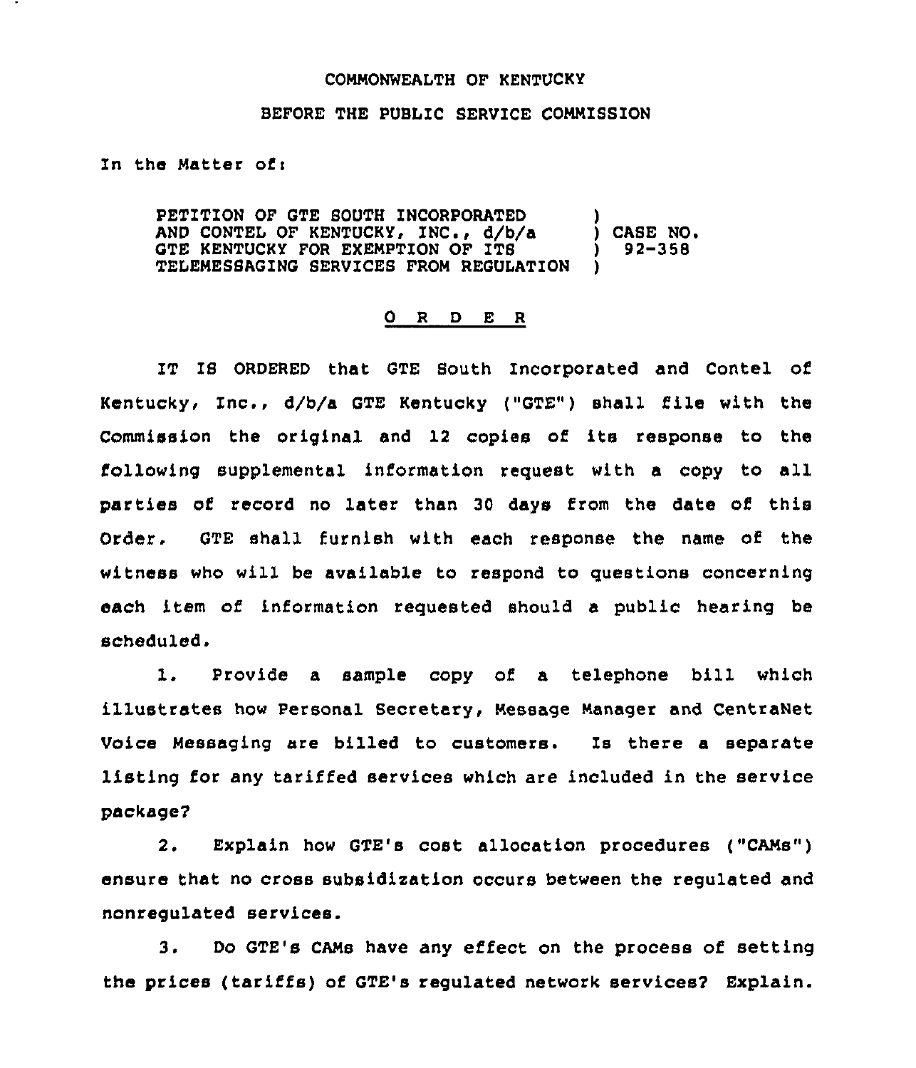COMMONWEALTH OF KENTUCKY

BEFORE THE PUBLIC SERVICE COMMISSION

In the Matter of:

| | | |
|---|---|---|
| PETITION OF GTE SOUTH INCORPORATED AND CONTEL OF KENTUCKY, INC., d/b/a GTE KENTUCKY FOR EXEMPTION OF ITS TELEMESSAGING SERVICES FROM REGULATION | ) | CASE NO. 92-358 |

O R D E R

IT IS ORDERED that GTE South Incorporated and Contel of Kentucky, Inc., d/b/a GTE Kentucky ("GTE") shall file with the Commission the original and 12 copies of its response to the following supplemental information request with a copy to all parties of record no later than 30 days from the date of this Order. GTE shall furnish with each response the name of the witness who will be available to respond to questions concerning each item of information requested should a public hearing be scheduled.

1. Provide a sample copy of a telephone bill which illustrates how Personal Secretary, Message Manager and CentraNet Voice Messaging are billed to customers. Is there a separate listing for any tariffed services which are included in the service package?

2. Explain how GTE's cost allocation procedures ("CAMs") ensure that no cross subsidization occurs between the regulated and nonregulated services.

3. Do GTE's CAMs have any effect on the process of setting the prices (tariffs) of GTE's regulated network services? Explain.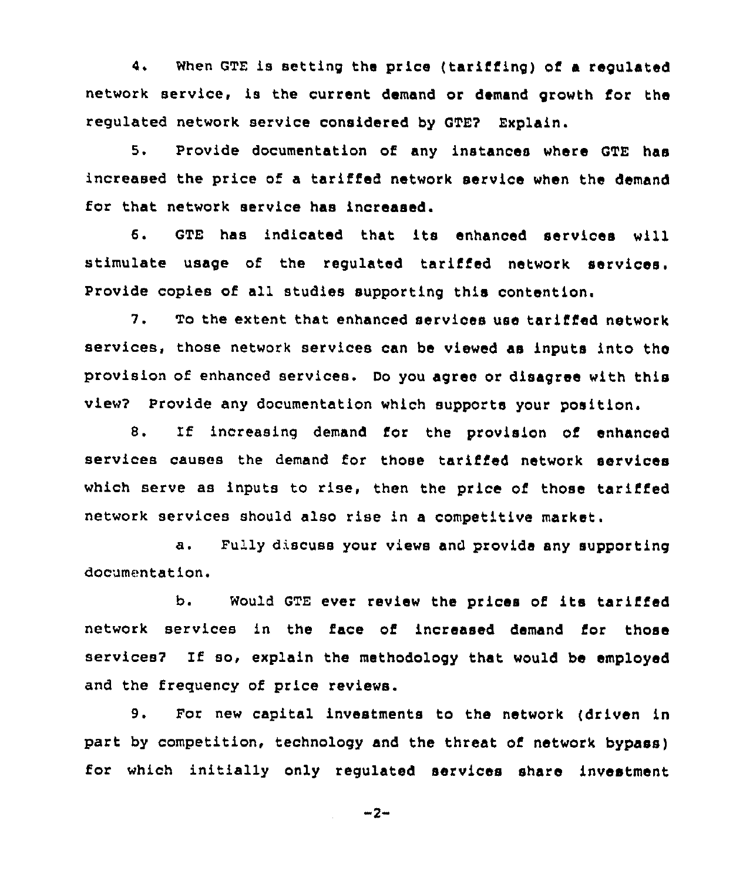4. When GTE is setting the price (tariffing) of a regulated network service, is the current demand or demand growth for the regulated network service considered by GTE? Explain.

5. Provide documentation of any instances where GTE has increased the price of a tariffed network service when the demand for that network service has increased.

6. GTE has indicated that its enhanced services will stimulate usage of the regulated tariffed network services. Provide copies of all studies supporting this contention.

7. To the extent that enhanced services use tariffed network services, those network services can be viewed as inputs into the provision of enhanced services. Do you agree or disagree with this view? Provide any documentation which supports your position.

8. If increasing demand for the provision of enhanced services causes the demand for those tariffed network services which serve as inputs to rise, then the price of those tariffed network services should also rise in a competitive market.

   a. Fully discuss your views and provide any supporting documentation.

   b. Would GTE ever review the prices of its tariffed network services in the face of increased demand for those services? If so, explain the methodology that would be employed and the frequency of price reviews.

9. For new capital investments to the network (driven in part by competition, technology and the threat of network bypass) for which initially only regulated services share investment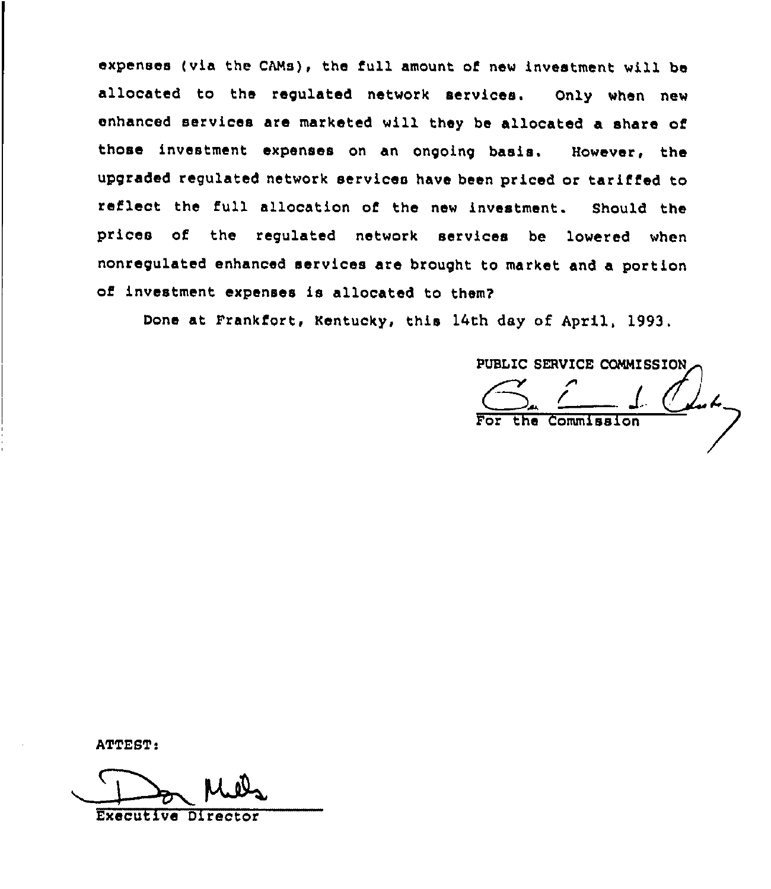expenses (via the CAMs), the full amount of new investment will be allocated to the regulated network services. Only when new enhanced services are marketed will they be allocated a share of those investment expenses on an ongoing basis. However, the upgraded regulated network services have been priced or tariffed to reflect the full allocation of the new investment. Should the prices of the regulated network services be lowered when nonregulated enhanced services are brought to market and a portion of investment expenses is allocated to them?

Done at Frankfort, Kentucky, this 14th day of April, 1993.

PUBLIC SERVICE COMMISSION

For the Commission

ATTEST:

Executive Director